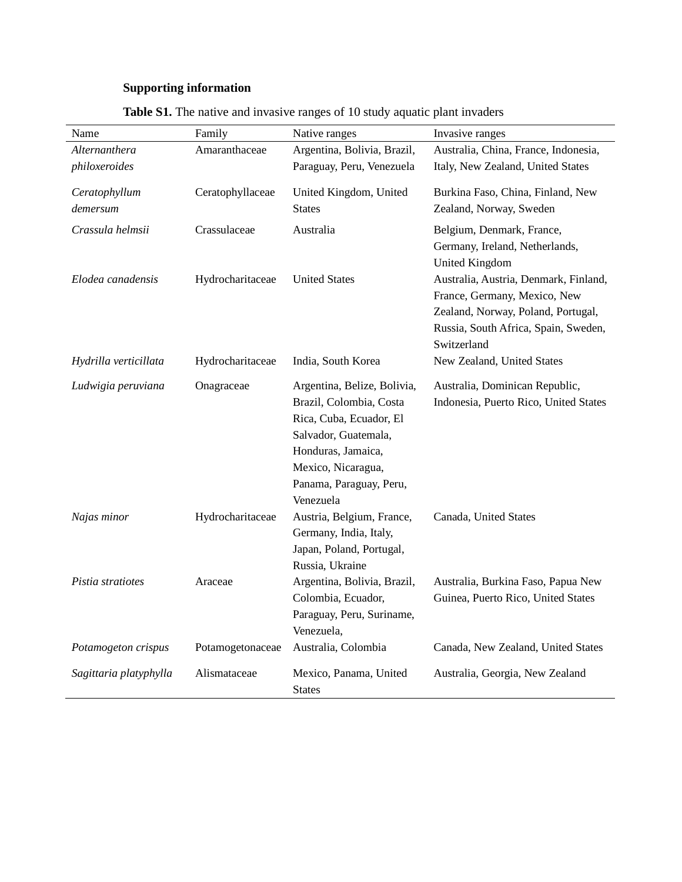**Supporting information**

**Table S1.** The native and invasive ranges of 10 study aquatic plant invaders

| Name | Family | Native ranges | Invasive ranges |
|---|---|---|---|
| *Alternanthera philoxeroides* | Amaranthaceae | Argentina, Bolivia, Brazil, Paraguay, Peru, Venezuela | Australia, China, France, Indonesia, Italy, New Zealand, United States |
| *Ceratophyllum demersum* | Ceratophyllaceae | United Kingdom, United States | Burkina Faso, China, Finland, New Zealand, Norway, Sweden |
| *Crassula helmsii* | Crassulaceae | Australia | Belgium, Denmark, France, Germany, Ireland, Netherlands, United Kingdom |
| *Elodea canadensis* | Hydrocharitaceae | United States | Australia, Austria, Denmark, Finland, France, Germany, Mexico, New Zealand, Norway, Poland, Portugal, Russia, South Africa, Spain, Sweden, Switzerland |
| *Hydrilla verticillata* | Hydrocharitaceae | India, South Korea | New Zealand, United States |
| *Ludwigia peruviana* | Onagraceae | Argentina, Belize, Bolivia, Brazil, Colombia, Costa Rica, Cuba, Ecuador, El Salvador, Guatemala, Honduras, Jamaica, Mexico, Nicaragua, Panama, Paraguay, Peru, Venezuela | Australia, Dominican Republic, Indonesia, Puerto Rico, United States |
| *Najas minor* | Hydrocharitaceae | Austria, Belgium, France, Germany, India, Italy, Japan, Poland, Portugal, Russia, Ukraine | Canada, United States |
| *Pistia stratiotes* | Araceae | Argentina, Bolivia, Brazil, Colombia, Ecuador, Paraguay, Peru, Suriname, Venezuela, | Australia, Burkina Faso, Papua New Guinea, Puerto Rico, United States |
| *Potamogeton crispus* | Potamogetonaceae | Australia, Colombia | Canada, New Zealand, United States |
| *Sagittaria platyphylla* | Alismataceae | Mexico, Panama, United States | Australia, Georgia, New Zealand |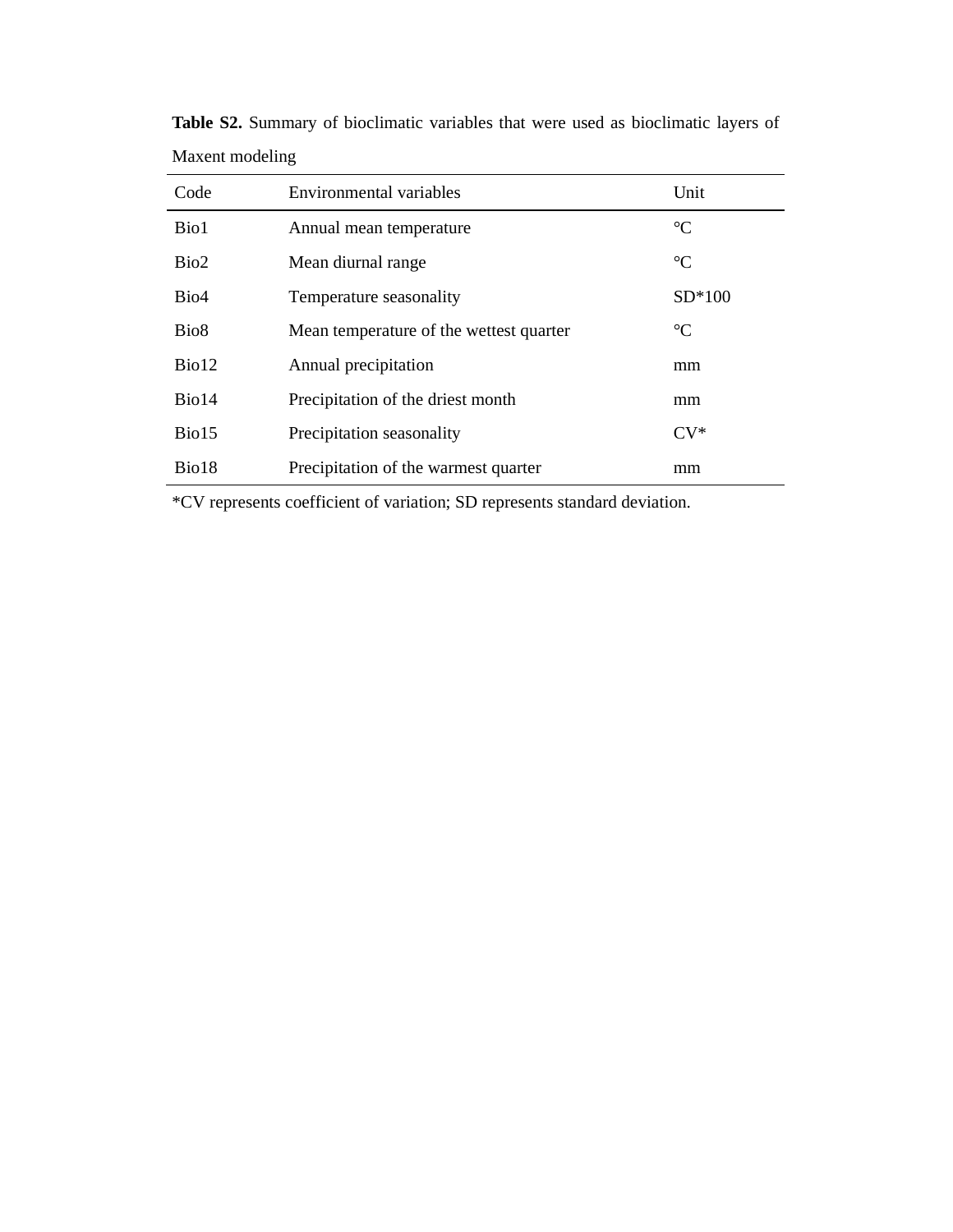**Table S2.** Summary of bioclimatic variables that were used as bioclimatic layers of Maxent modeling

| Code | Environmental variables | Unit |
| --- | --- | --- |
| Bio1 | Annual mean temperature | ℃ |
| Bio2 | Mean diurnal range | ℃ |
| Bio4 | Temperature seasonality | SD*100 |
| Bio8 | Mean temperature of the wettest quarter | ℃ |
| Bio12 | Annual precipitation | mm |
| Bio14 | Precipitation of the driest month | mm |
| Bio15 | Precipitation seasonality | CV* |
| Bio18 | Precipitation of the warmest quarter | mm |

*CV represents coefficient of variation; SD represents standard deviation.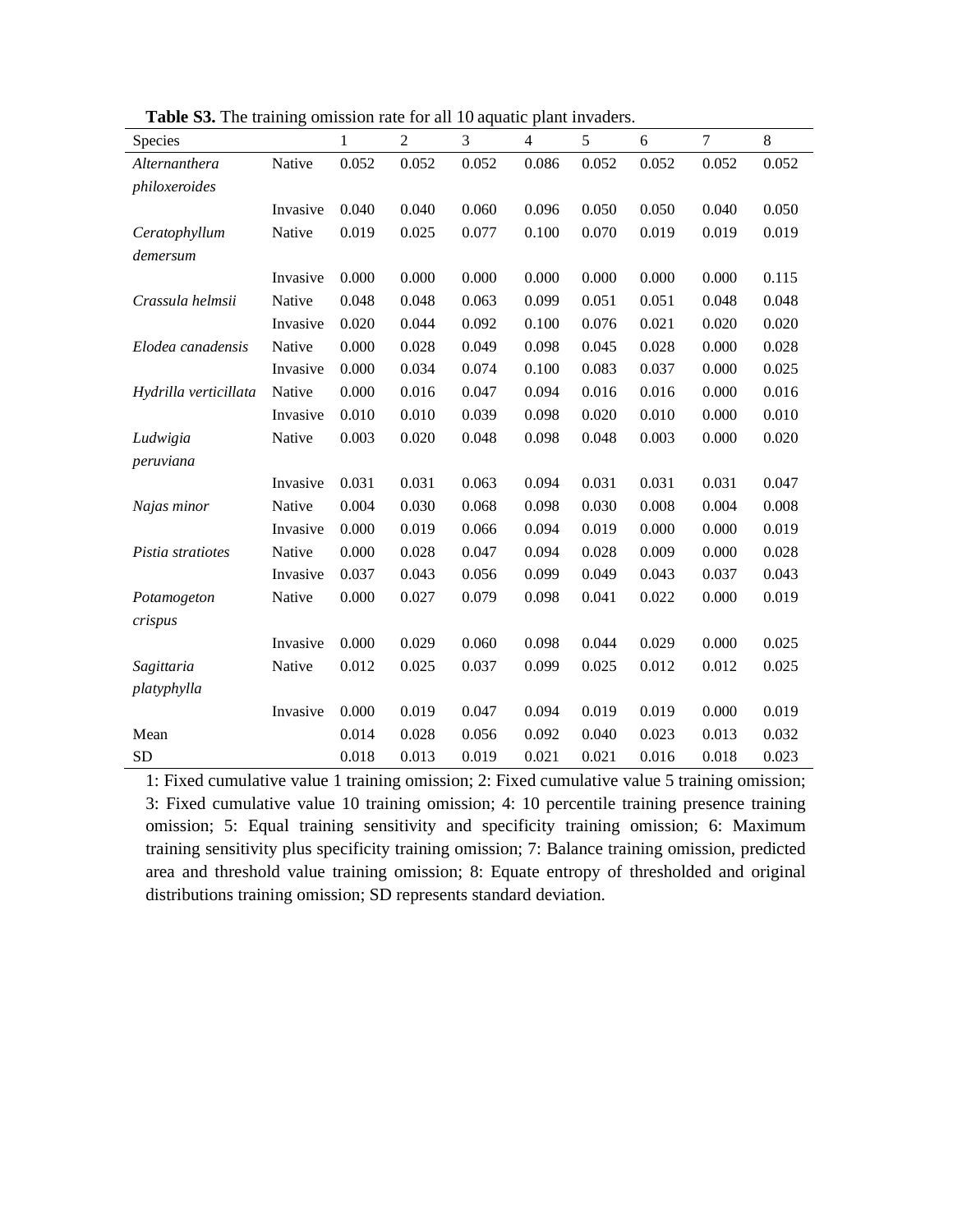**Table S3.** The training omission rate for all 10 aquatic plant invaders.

| Species | | 1 | 2 | 3 | 4 | 5 | 6 | 7 | 8 |
|---|---|---|---|---|---|---|---|---|---|
| *Alternanthera philoxeroides* | Native | 0.052 | 0.052 | 0.052 | 0.086 | 0.052 | 0.052 | 0.052 | 0.052 |
| | Invasive | 0.040 | 0.040 | 0.060 | 0.096 | 0.050 | 0.050 | 0.040 | 0.050 |
| *Ceratophyllum demersum* | Native | 0.019 | 0.025 | 0.077 | 0.100 | 0.070 | 0.019 | 0.019 | 0.019 |
| | Invasive | 0.000 | 0.000 | 0.000 | 0.000 | 0.000 | 0.000 | 0.000 | 0.115 |
| *Crassula helmsii* | Native | 0.048 | 0.048 | 0.063 | 0.099 | 0.051 | 0.051 | 0.048 | 0.048 |
| | Invasive | 0.020 | 0.044 | 0.092 | 0.100 | 0.076 | 0.021 | 0.020 | 0.020 |
| *Elodea canadensis* | Native | 0.000 | 0.028 | 0.049 | 0.098 | 0.045 | 0.028 | 0.000 | 0.028 |
| | Invasive | 0.000 | 0.034 | 0.074 | 0.100 | 0.083 | 0.037 | 0.000 | 0.025 |
| *Hydrilla verticillata* | Native | 0.000 | 0.016 | 0.047 | 0.094 | 0.016 | 0.016 | 0.000 | 0.016 |
| | Invasive | 0.010 | 0.010 | 0.039 | 0.098 | 0.020 | 0.010 | 0.000 | 0.010 |
| *Ludwigia peruviana* | Native | 0.003 | 0.020 | 0.048 | 0.098 | 0.048 | 0.003 | 0.000 | 0.020 |
| | Invasive | 0.031 | 0.031 | 0.063 | 0.094 | 0.031 | 0.031 | 0.031 | 0.047 |
| *Najas minor* | Native | 0.004 | 0.030 | 0.068 | 0.098 | 0.030 | 0.008 | 0.004 | 0.008 |
| | Invasive | 0.000 | 0.019 | 0.066 | 0.094 | 0.019 | 0.000 | 0.000 | 0.019 |
| *Pistia stratiotes* | Native | 0.000 | 0.028 | 0.047 | 0.094 | 0.028 | 0.009 | 0.000 | 0.028 |
| | Invasive | 0.037 | 0.043 | 0.056 | 0.099 | 0.049 | 0.043 | 0.037 | 0.043 |
| *Potamogeton crispus* | Native | 0.000 | 0.027 | 0.079 | 0.098 | 0.041 | 0.022 | 0.000 | 0.019 |
| | Invasive | 0.000 | 0.029 | 0.060 | 0.098 | 0.044 | 0.029 | 0.000 | 0.025 |
| *Sagittaria platyphylla* | Native | 0.012 | 0.025 | 0.037 | 0.099 | 0.025 | 0.012 | 0.012 | 0.025 |
| | Invasive | 0.000 | 0.019 | 0.047 | 0.094 | 0.019 | 0.019 | 0.000 | 0.019 |
| Mean | | 0.014 | 0.028 | 0.056 | 0.092 | 0.040 | 0.023 | 0.013 | 0.032 |
| SD | | 0.018 | 0.013 | 0.019 | 0.021 | 0.021 | 0.016 | 0.018 | 0.023 |

1: Fixed cumulative value 1 training omission; 2: Fixed cumulative value 5 training omission; 3: Fixed cumulative value 10 training omission; 4: 10 percentile training presence training omission; 5: Equal training sensitivity and specificity training omission; 6: Maximum training sensitivity plus specificity training omission; 7: Balance training omission, predicted area and threshold value training omission; 8: Equate entropy of thresholded and original distributions training omission; SD represents standard deviation.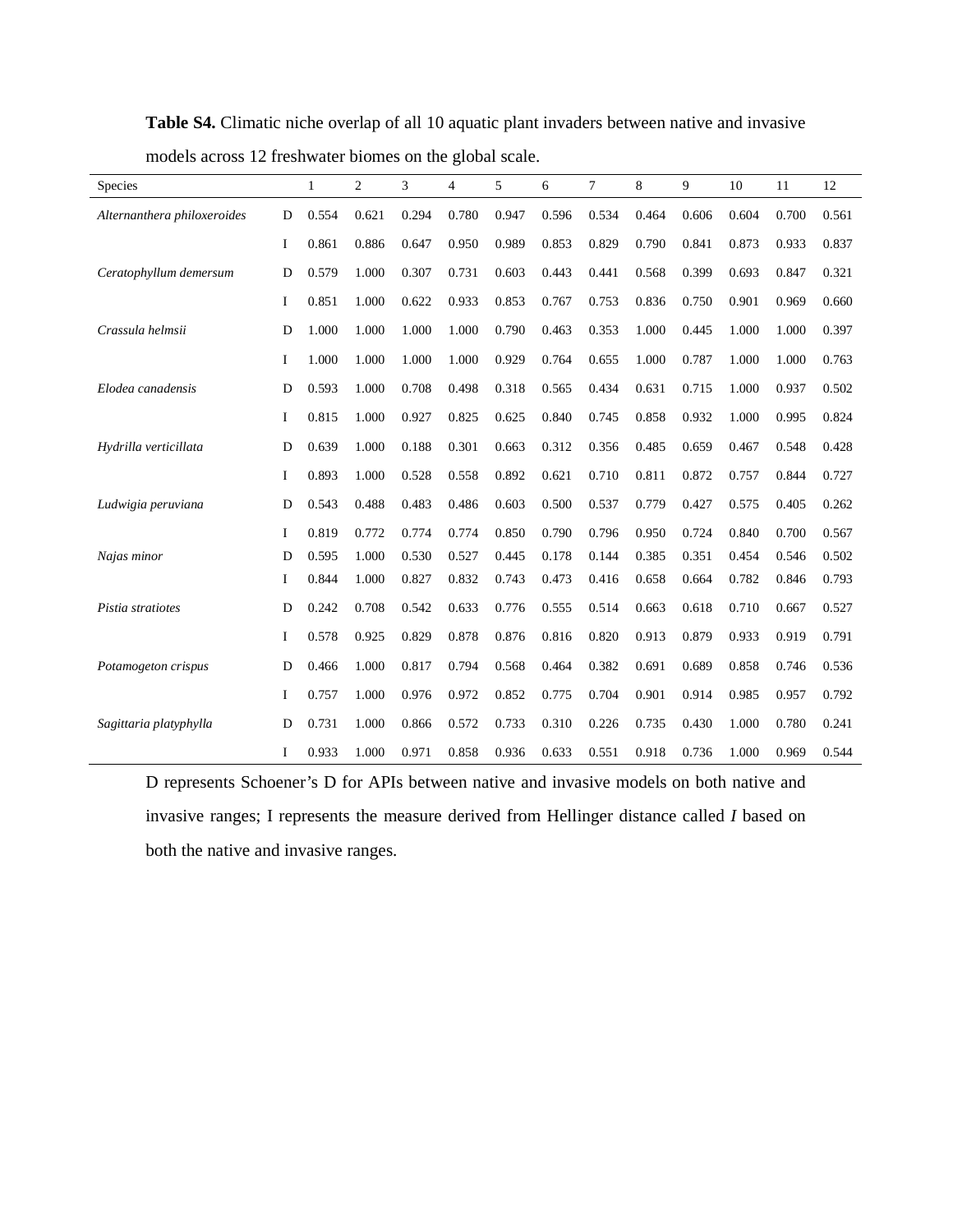**Table S4.** Climatic niche overlap of all 10 aquatic plant invaders between native and invasive models across 12 freshwater biomes on the global scale.

| Species | | 1 | 2 | 3 | 4 | 5 | 6 | 7 | 8 | 9 | 10 | 11 | 12 |
|---|---|---|---|---|---|---|---|---|---|---|---|---|---|
| *Alternanthera philoxeroides* | D | 0.554 | 0.621 | 0.294 | 0.780 | 0.947 | 0.596 | 0.534 | 0.464 | 0.606 | 0.604 | 0.700 | 0.561 |
| | I | 0.861 | 0.886 | 0.647 | 0.950 | 0.989 | 0.853 | 0.829 | 0.790 | 0.841 | 0.873 | 0.933 | 0.837 |
| *Ceratophyllum demersum* | D | 0.579 | 1.000 | 0.307 | 0.731 | 0.603 | 0.443 | 0.441 | 0.568 | 0.399 | 0.693 | 0.847 | 0.321 |
| | I | 0.851 | 1.000 | 0.622 | 0.933 | 0.853 | 0.767 | 0.753 | 0.836 | 0.750 | 0.901 | 0.969 | 0.660 |
| *Crassula helmsii* | D | 1.000 | 1.000 | 1.000 | 1.000 | 0.790 | 0.463 | 0.353 | 1.000 | 0.445 | 1.000 | 1.000 | 0.397 |
| | I | 1.000 | 1.000 | 1.000 | 1.000 | 0.929 | 0.764 | 0.655 | 1.000 | 0.787 | 1.000 | 1.000 | 0.763 |
| *Elodea canadensis* | D | 0.593 | 1.000 | 0.708 | 0.498 | 0.318 | 0.565 | 0.434 | 0.631 | 0.715 | 1.000 | 0.937 | 0.502 |
| | I | 0.815 | 1.000 | 0.927 | 0.825 | 0.625 | 0.840 | 0.745 | 0.858 | 0.932 | 1.000 | 0.995 | 0.824 |
| *Hydrilla verticillata* | D | 0.639 | 1.000 | 0.188 | 0.301 | 0.663 | 0.312 | 0.356 | 0.485 | 0.659 | 0.467 | 0.548 | 0.428 |
| | I | 0.893 | 1.000 | 0.528 | 0.558 | 0.892 | 0.621 | 0.710 | 0.811 | 0.872 | 0.757 | 0.844 | 0.727 |
| *Ludwigia peruviana* | D | 0.543 | 0.488 | 0.483 | 0.486 | 0.603 | 0.500 | 0.537 | 0.779 | 0.427 | 0.575 | 0.405 | 0.262 |
| | I | 0.819 | 0.772 | 0.774 | 0.774 | 0.850 | 0.790 | 0.796 | 0.950 | 0.724 | 0.840 | 0.700 | 0.567 |
| *Najas minor* | D | 0.595 | 1.000 | 0.530 | 0.527 | 0.445 | 0.178 | 0.144 | 0.385 | 0.351 | 0.454 | 0.546 | 0.502 |
| | I | 0.844 | 1.000 | 0.827 | 0.832 | 0.743 | 0.473 | 0.416 | 0.658 | 0.664 | 0.782 | 0.846 | 0.793 |
| *Pistia stratiotes* | D | 0.242 | 0.708 | 0.542 | 0.633 | 0.776 | 0.555 | 0.514 | 0.663 | 0.618 | 0.710 | 0.667 | 0.527 |
| | I | 0.578 | 0.925 | 0.829 | 0.878 | 0.876 | 0.816 | 0.820 | 0.913 | 0.879 | 0.933 | 0.919 | 0.791 |
| *Potamogeton crispus* | D | 0.466 | 1.000 | 0.817 | 0.794 | 0.568 | 0.464 | 0.382 | 0.691 | 0.689 | 0.858 | 0.746 | 0.536 |
| | I | 0.757 | 1.000 | 0.976 | 0.972 | 0.852 | 0.775 | 0.704 | 0.901 | 0.914 | 0.985 | 0.957 | 0.792 |
| *Sagittaria platyphylla* | D | 0.731 | 1.000 | 0.866 | 0.572 | 0.733 | 0.310 | 0.226 | 0.735 | 0.430 | 1.000 | 0.780 | 0.241 |
| | I | 0.933 | 1.000 | 0.971 | 0.858 | 0.936 | 0.633 | 0.551 | 0.918 | 0.736 | 1.000 | 0.969 | 0.544 |

D represents Schoener's D for APIs between native and invasive models on both native and invasive ranges; I represents the measure derived from Hellinger distance called *I* based on both the native and invasive ranges.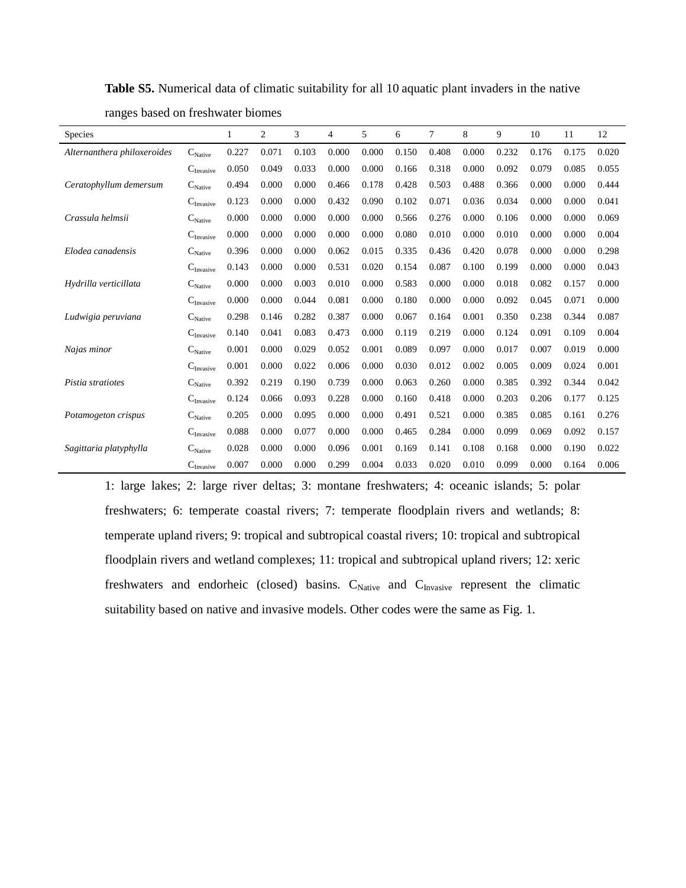**Table S5.** Numerical data of climatic suitability for all 10 aquatic plant invaders in the native ranges based on freshwater biomes

| Species | | 1 | 2 | 3 | 4 | 5 | 6 | 7 | 8 | 9 | 10 | 11 | 12 |
|---|---|---|---|---|---|---|---|---|---|---|---|---|---|
| *Alternanthera philoxeroides* | $C_{Native}$ | 0.227 | 0.071 | 0.103 | 0.000 | 0.000 | 0.150 | 0.408 | 0.000 | 0.232 | 0.176 | 0.175 | 0.020 |
| | $C_{Invasive}$ | 0.050 | 0.049 | 0.033 | 0.000 | 0.000 | 0.166 | 0.318 | 0.000 | 0.092 | 0.079 | 0.085 | 0.055 |
| *Ceratophyllum demersum* | $C_{Native}$ | 0.494 | 0.000 | 0.000 | 0.466 | 0.178 | 0.428 | 0.503 | 0.488 | 0.366 | 0.000 | 0.000 | 0.444 |
| | $C_{Invasive}$ | 0.123 | 0.000 | 0.000 | 0.432 | 0.090 | 0.102 | 0.071 | 0.036 | 0.034 | 0.000 | 0.000 | 0.041 |
| *Crassula helmsii* | $C_{Native}$ | 0.000 | 0.000 | 0.000 | 0.000 | 0.000 | 0.566 | 0.276 | 0.000 | 0.106 | 0.000 | 0.000 | 0.069 |
| | $C_{Invasive}$ | 0.000 | 0.000 | 0.000 | 0.000 | 0.000 | 0.080 | 0.010 | 0.000 | 0.010 | 0.000 | 0.000 | 0.004 |
| *Elodea canadensis* | $C_{Native}$ | 0.396 | 0.000 | 0.000 | 0.062 | 0.015 | 0.335 | 0.436 | 0.420 | 0.078 | 0.000 | 0.000 | 0.298 |
| | $C_{Invasive}$ | 0.143 | 0.000 | 0.000 | 0.531 | 0.020 | 0.154 | 0.087 | 0.100 | 0.199 | 0.000 | 0.000 | 0.043 |
| *Hydrilla verticillata* | $C_{Native}$ | 0.000 | 0.000 | 0.003 | 0.010 | 0.000 | 0.583 | 0.000 | 0.000 | 0.018 | 0.082 | 0.157 | 0.000 |
| | $C_{Invasive}$ | 0.000 | 0.000 | 0.044 | 0.081 | 0.000 | 0.180 | 0.000 | 0.000 | 0.092 | 0.045 | 0.071 | 0.000 |
| *Ludwigia peruviana* | $C_{Native}$ | 0.298 | 0.146 | 0.282 | 0.387 | 0.000 | 0.067 | 0.164 | 0.001 | 0.350 | 0.238 | 0.344 | 0.087 |
| | $C_{Invasive}$ | 0.140 | 0.041 | 0.083 | 0.473 | 0.000 | 0.119 | 0.219 | 0.000 | 0.124 | 0.091 | 0.109 | 0.004 |
| *Najas minor* | $C_{Native}$ | 0.001 | 0.000 | 0.029 | 0.052 | 0.001 | 0.089 | 0.097 | 0.000 | 0.017 | 0.007 | 0.019 | 0.000 |
| | $C_{Invasive}$ | 0.001 | 0.000 | 0.022 | 0.006 | 0.000 | 0.030 | 0.012 | 0.002 | 0.005 | 0.009 | 0.024 | 0.001 |
| *Pistia stratiotes* | $C_{Native}$ | 0.392 | 0.219 | 0.190 | 0.739 | 0.000 | 0.063 | 0.260 | 0.000 | 0.385 | 0.392 | 0.344 | 0.042 |
| | $C_{Invasive}$ | 0.124 | 0.066 | 0.093 | 0.228 | 0.000 | 0.160 | 0.418 | 0.000 | 0.203 | 0.206 | 0.177 | 0.125 |
| *Potamogeton crispus* | $C_{Native}$ | 0.205 | 0.000 | 0.095 | 0.000 | 0.000 | 0.491 | 0.521 | 0.000 | 0.385 | 0.085 | 0.161 | 0.276 |
| | $C_{Invasive}$ | 0.088 | 0.000 | 0.077 | 0.000 | 0.000 | 0.465 | 0.284 | 0.000 | 0.099 | 0.069 | 0.092 | 0.157 |
| *Sagittaria platyphylla* | $C_{Native}$ | 0.028 | 0.000 | 0.000 | 0.096 | 0.001 | 0.169 | 0.141 | 0.108 | 0.168 | 0.000 | 0.190 | 0.022 |
| | $C_{Invasive}$ | 0.007 | 0.000 | 0.000 | 0.299 | 0.004 | 0.033 | 0.020 | 0.010 | 0.099 | 0.000 | 0.164 | 0.006 |

1: large lakes; 2: large river deltas; 3: montane freshwaters; 4: oceanic islands; 5: polar freshwaters; 6: temperate coastal rivers; 7: temperate floodplain rivers and wetlands; 8: temperate upland rivers; 9: tropical and subtropical coastal rivers; 10: tropical and subtropical floodplain rivers and wetland complexes; 11: tropical and subtropical upland rivers; 12: xeric freshwaters and endorheic (closed) basins. $C_{Native}$ and $C_{Invasive}$ represent the climatic suitability based on native and invasive models. Other codes were the same as Fig. 1.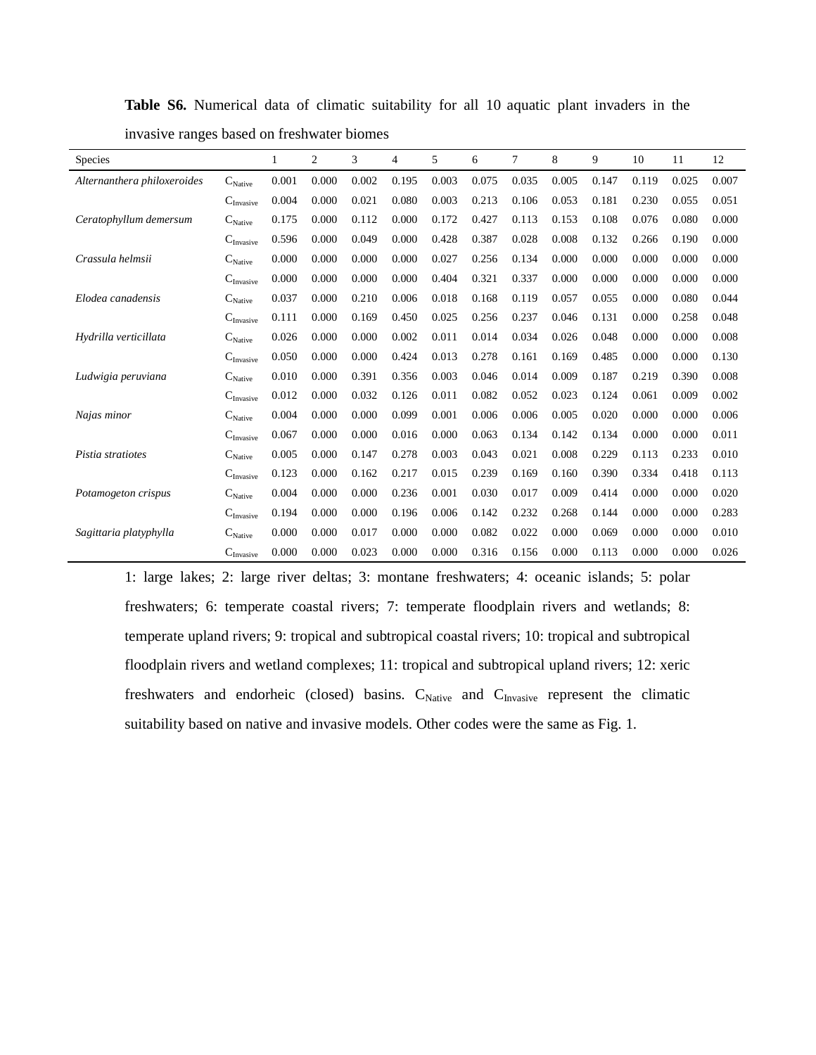**Table S6.** Numerical data of climatic suitability for all 10 aquatic plant invaders in the invasive ranges based on freshwater biomes

| Species | | 1 | 2 | 3 | 4 | 5 | 6 | 7 | 8 | 9 | 10 | 11 | 12 |
|---|---|---|---|---|---|---|---|---|---|---|---|---|---|
| *Alternanthera philoxeroides* | $C_{Native}$ | 0.001 | 0.000 | 0.002 | 0.195 | 0.003 | 0.075 | 0.035 | 0.005 | 0.147 | 0.119 | 0.025 | 0.007 |
| | $C_{Invasive}$ | 0.004 | 0.000 | 0.021 | 0.080 | 0.003 | 0.213 | 0.106 | 0.053 | 0.181 | 0.230 | 0.055 | 0.051 |
| *Ceratophyllum demersum* | $C_{Native}$ | 0.175 | 0.000 | 0.112 | 0.000 | 0.172 | 0.427 | 0.113 | 0.153 | 0.108 | 0.076 | 0.080 | 0.000 |
| | $C_{Invasive}$ | 0.596 | 0.000 | 0.049 | 0.000 | 0.428 | 0.387 | 0.028 | 0.008 | 0.132 | 0.266 | 0.190 | 0.000 |
| *Crassula helmsii* | $C_{Native}$ | 0.000 | 0.000 | 0.000 | 0.000 | 0.027 | 0.256 | 0.134 | 0.000 | 0.000 | 0.000 | 0.000 | 0.000 |
| | $C_{Invasive}$ | 0.000 | 0.000 | 0.000 | 0.000 | 0.404 | 0.321 | 0.337 | 0.000 | 0.000 | 0.000 | 0.000 | 0.000 |
| *Elodea canadensis* | $C_{Native}$ | 0.037 | 0.000 | 0.210 | 0.006 | 0.018 | 0.168 | 0.119 | 0.057 | 0.055 | 0.000 | 0.080 | 0.044 |
| | $C_{Invasive}$ | 0.111 | 0.000 | 0.169 | 0.450 | 0.025 | 0.256 | 0.237 | 0.046 | 0.131 | 0.000 | 0.258 | 0.048 |
| *Hydrilla verticillata* | $C_{Native}$ | 0.026 | 0.000 | 0.000 | 0.002 | 0.011 | 0.014 | 0.034 | 0.026 | 0.048 | 0.000 | 0.000 | 0.008 |
| | $C_{Invasive}$ | 0.050 | 0.000 | 0.000 | 0.424 | 0.013 | 0.278 | 0.161 | 0.169 | 0.485 | 0.000 | 0.000 | 0.130 |
| *Ludwigia peruviana* | $C_{Native}$ | 0.010 | 0.000 | 0.391 | 0.356 | 0.003 | 0.046 | 0.014 | 0.009 | 0.187 | 0.219 | 0.390 | 0.008 |
| | $C_{Invasive}$ | 0.012 | 0.000 | 0.032 | 0.126 | 0.011 | 0.082 | 0.052 | 0.023 | 0.124 | 0.061 | 0.009 | 0.002 |
| *Najas minor* | $C_{Native}$ | 0.004 | 0.000 | 0.000 | 0.099 | 0.001 | 0.006 | 0.006 | 0.005 | 0.020 | 0.000 | 0.000 | 0.006 |
| | $C_{Invasive}$ | 0.067 | 0.000 | 0.000 | 0.016 | 0.000 | 0.063 | 0.134 | 0.142 | 0.134 | 0.000 | 0.000 | 0.011 |
| *Pistia stratiotes* | $C_{Native}$ | 0.005 | 0.000 | 0.147 | 0.278 | 0.003 | 0.043 | 0.021 | 0.008 | 0.229 | 0.113 | 0.233 | 0.010 |
| | $C_{Invasive}$ | 0.123 | 0.000 | 0.162 | 0.217 | 0.015 | 0.239 | 0.169 | 0.160 | 0.390 | 0.334 | 0.418 | 0.113 |
| *Potamogeton crispus* | $C_{Native}$ | 0.004 | 0.000 | 0.000 | 0.236 | 0.001 | 0.030 | 0.017 | 0.009 | 0.414 | 0.000 | 0.000 | 0.020 |
| | $C_{Invasive}$ | 0.194 | 0.000 | 0.000 | 0.196 | 0.006 | 0.142 | 0.232 | 0.268 | 0.144 | 0.000 | 0.000 | 0.283 |
| *Sagittaria platyphylla* | $C_{Native}$ | 0.000 | 0.000 | 0.017 | 0.000 | 0.000 | 0.082 | 0.022 | 0.000 | 0.069 | 0.000 | 0.000 | 0.010 |
| | $C_{Invasive}$ | 0.000 | 0.000 | 0.023 | 0.000 | 0.000 | 0.316 | 0.156 | 0.000 | 0.113 | 0.000 | 0.000 | 0.026 |

1: large lakes; 2: large river deltas; 3: montane freshwaters; 4: oceanic islands; 5: polar freshwaters; 6: temperate coastal rivers; 7: temperate floodplain rivers and wetlands; 8: temperate upland rivers; 9: tropical and subtropical coastal rivers; 10: tropical and subtropical floodplain rivers and wetland complexes; 11: tropical and subtropical upland rivers; 12: xeric freshwaters and endorheic (closed) basins. $C_{Native}$ and $C_{Invasive}$ represent the climatic suitability based on native and invasive models. Other codes were the same as Fig. 1.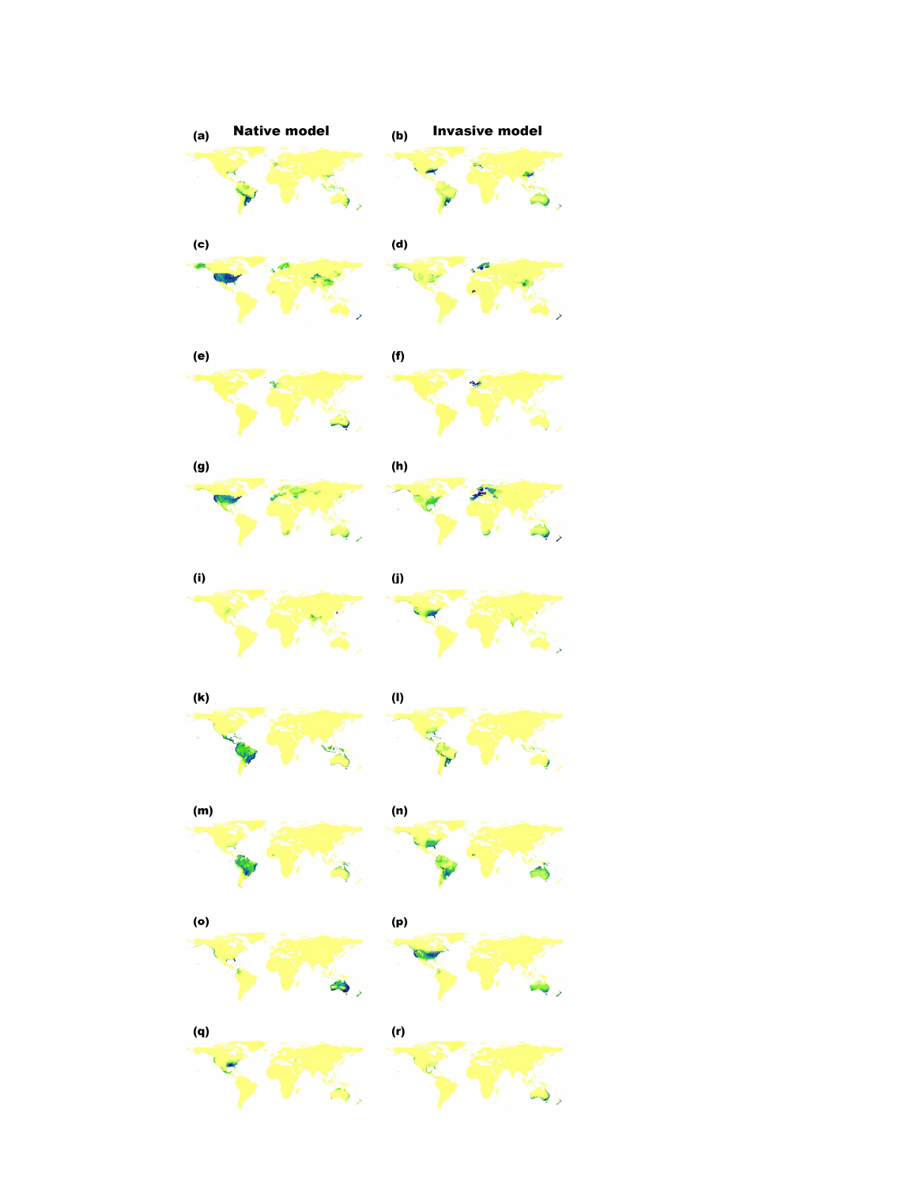(a) **Native model** (b) **Invasive model**

(c) (d)

(e) (f)

(g) (h)

(i) (j)

(k) (l)

(m) (n)

(o) (p)

(q) (r)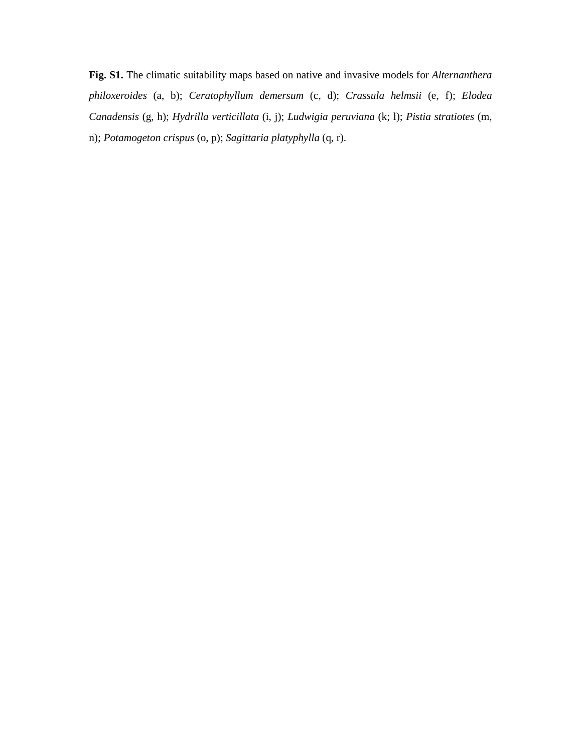**Fig. S1.** The climatic suitability maps based on native and invasive models for *Alternanthera philoxeroides* (a, b); *Ceratophyllum demersum* (c, d); *Crassula helmsii* (e, f); *Elodea Canadensis* (g, h); *Hydrilla verticillata* (i, j); *Ludwigia peruviana* (k; l); *Pistia stratiotes* (m, n); *Potamogeton crispus* (o, p); *Sagittaria platyphylla* (q, r).